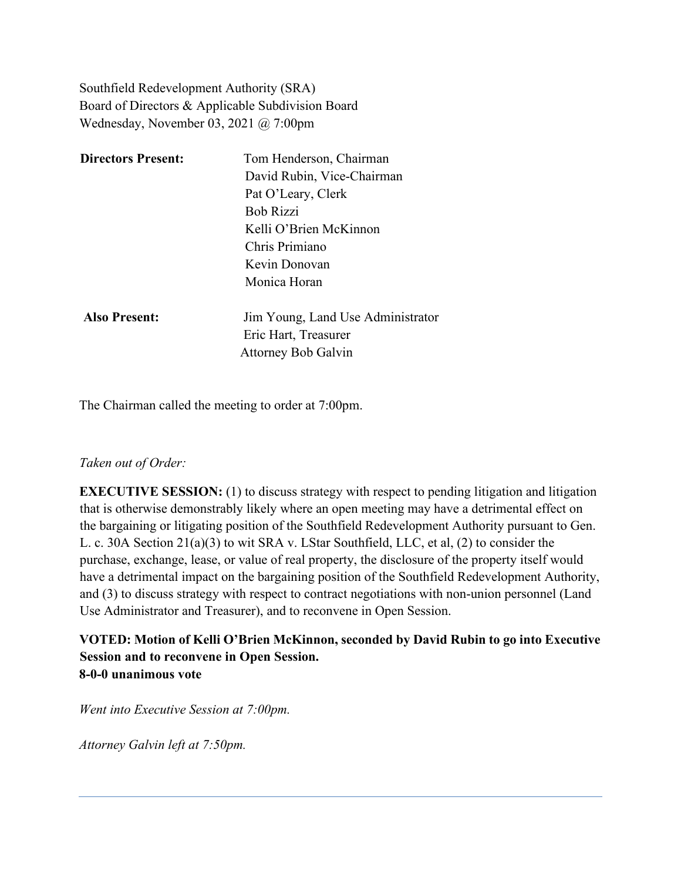Southfield Redevelopment Authority (SRA)
Board of Directors & Applicable Subdivision Board
Wednesday, November 03, 2021 @ 7:00pm

| **Directors Present:** | Tom Henderson, Chairman |
| --- | --- |
| | David Rubin, Vice-Chairman |
| | Pat O'Leary, Clerk |
| | Bob Rizzi |
| | Kelli O'Brien McKinnon |
| | Chris Primiano |
| | Kevin Donovan |
| | Monica Horan |

| **Also Present:** | Jim Young, Land Use Administrator |
| --- | --- |
| | Eric Hart, Treasurer |
| | Attorney Bob Galvin |

The Chairman called the meeting to order at 7:00pm.

*Taken out of Order:*

**EXECUTIVE SESSION:** (1) to discuss strategy with respect to pending litigation and litigation that is otherwise demonstrably likely where an open meeting may have a detrimental effect on the bargaining or litigating position of the Southfield Redevelopment Authority pursuant to Gen. L. c. 30A Section 21(a)(3) to wit SRA v. LStar Southfield, LLC, et al, (2) to consider the purchase, exchange, lease, or value of real property, the disclosure of the property itself would have a detrimental impact on the bargaining position of the Southfield Redevelopment Authority, and (3) to discuss strategy with respect to contract negotiations with non-union personnel (Land Use Administrator and Treasurer), and to reconvene in Open Session.

**VOTED: Motion of Kelli O'Brien McKinnon, seconded by David Rubin to go into Executive Session and to reconvene in Open Session.**
**8-0-0 unanimous vote**

*Went into Executive Session at 7:00pm.*

*Attorney Galvin left at 7:50pm.*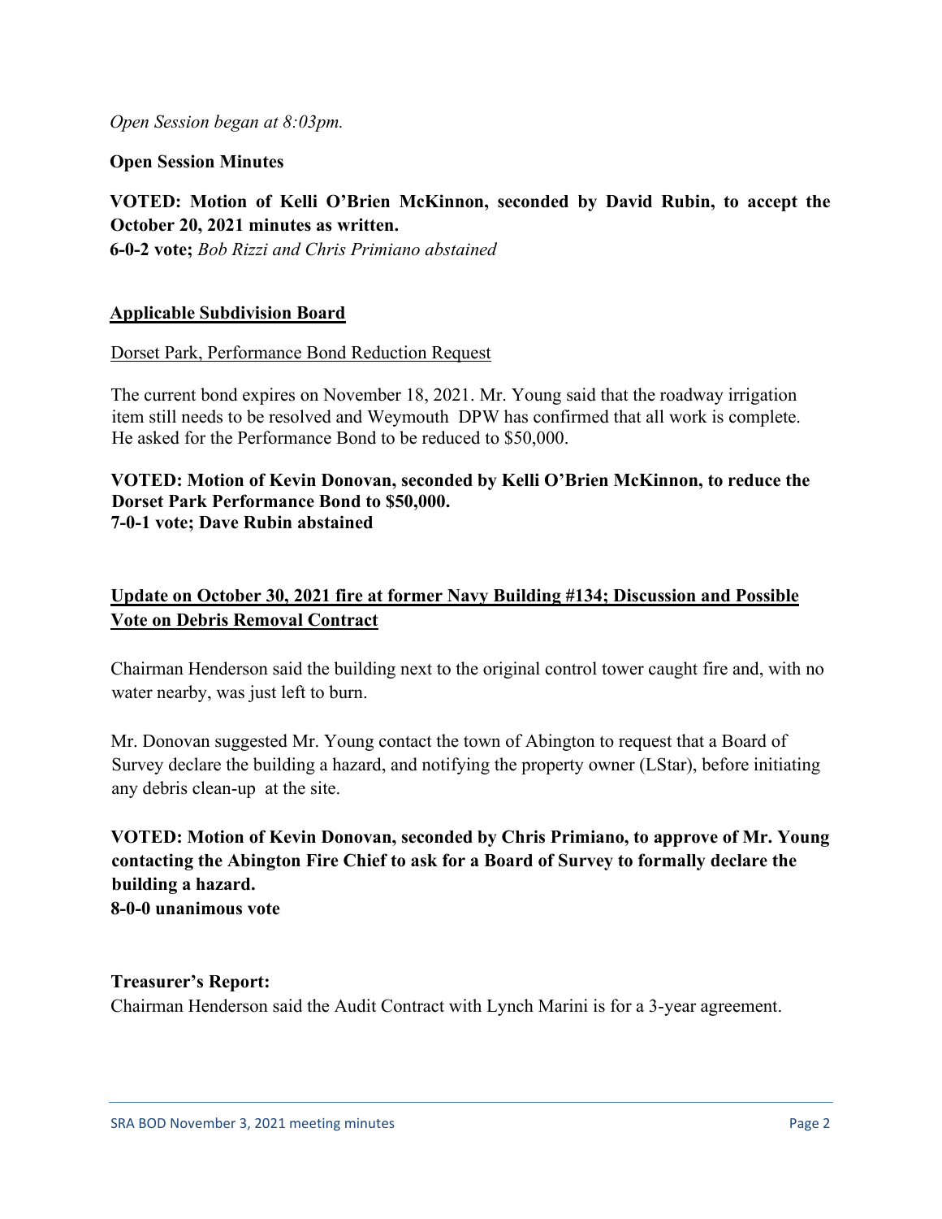*Open Session began at 8:03pm.*

**Open Session Minutes**

**VOTED: Motion of Kelli O'Brien McKinnon, seconded by David Rubin, to accept the October 20, 2021 minutes as written.**
**6-0-2 vote;** *Bob Rizzi and Chris Primiano abstained*

## **Applicable Subdivision Board**

Dorset Park, Performance Bond Reduction Request

The current bond expires on November 18, 2021. Mr. Young said that the roadway irrigation item still needs to be resolved and Weymouth DPW has confirmed that all work is complete. He asked for the Performance Bond to be reduced to $50,000.

**VOTED: Motion of Kevin Donovan, seconded by Kelli O'Brien McKinnon, to reduce the Dorset Park Performance Bond to $50,000.**
**7-0-1 vote; Dave Rubin abstained**

## **Update on October 30, 2021 fire at former Navy Building #134; Discussion and Possible Vote on Debris Removal Contract**

Chairman Henderson said the building next to the original control tower caught fire and, with no water nearby, was just left to burn.

Mr. Donovan suggested Mr. Young contact the town of Abington to request that a Board of Survey declare the building a hazard, and notifying the property owner (LStar), before initiating any debris clean-up at the site.

**VOTED: Motion of Kevin Donovan, seconded by Chris Primiano, to approve of Mr. Young contacting the Abington Fire Chief to ask for a Board of Survey to formally declare the building a hazard.**
**8-0-0 unanimous vote**

**Treasurer's Report:**
Chairman Henderson said the Audit Contract with Lynch Marini is for a 3-year agreement.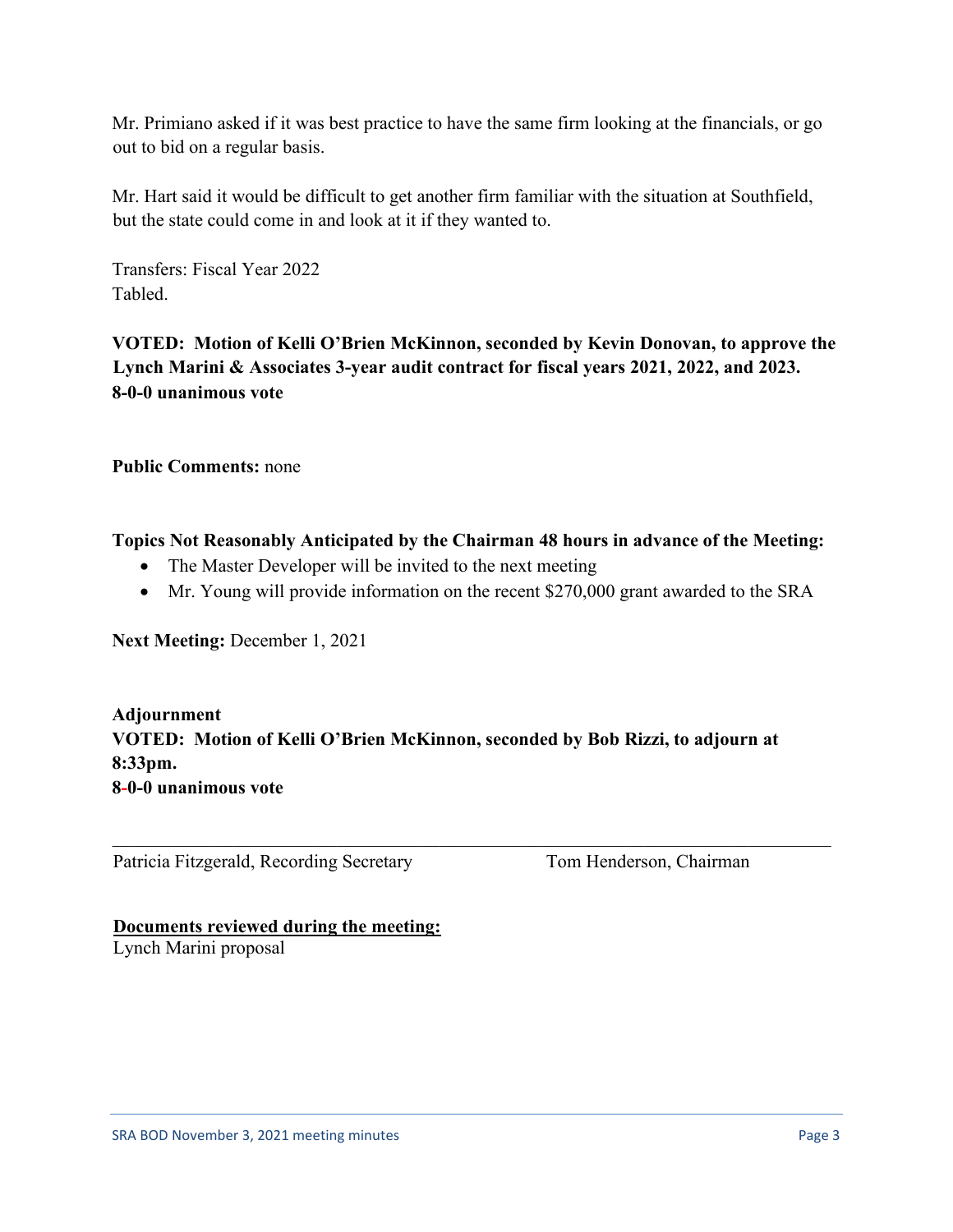Mr. Primiano asked if it was best practice to have the same firm looking at the financials, or go out to bid on a regular basis.

Mr. Hart said it would be difficult to get another firm familiar with the situation at Southfield, but the state could come in and look at it if they wanted to.

Transfers: Fiscal Year 2022
Tabled.

**VOTED: Motion of Kelli O'Brien McKinnon, seconded by Kevin Donovan, to approve the Lynch Marini & Associates 3-year audit contract for fiscal years 2021, 2022, and 2023.**
**8-0-0 unanimous vote**

**Public Comments:** none

**Topics Not Reasonably Anticipated by the Chairman 48 hours in advance of the Meeting:**

- The Master Developer will be invited to the next meeting
- Mr. Young will provide information on the recent $270,000 grant awarded to the SRA

**Next Meeting:** December 1, 2021

**Adjournment**
**VOTED: Motion of Kelli O'Brien McKinnon, seconded by Bob Rizzi, to adjourn at 8:33pm.**
**8-0-0 unanimous vote**

Patricia Fitzgerald, Recording Secretary — Tom Henderson, Chairman

**Documents reviewed during the meeting:**
Lynch Marini proposal